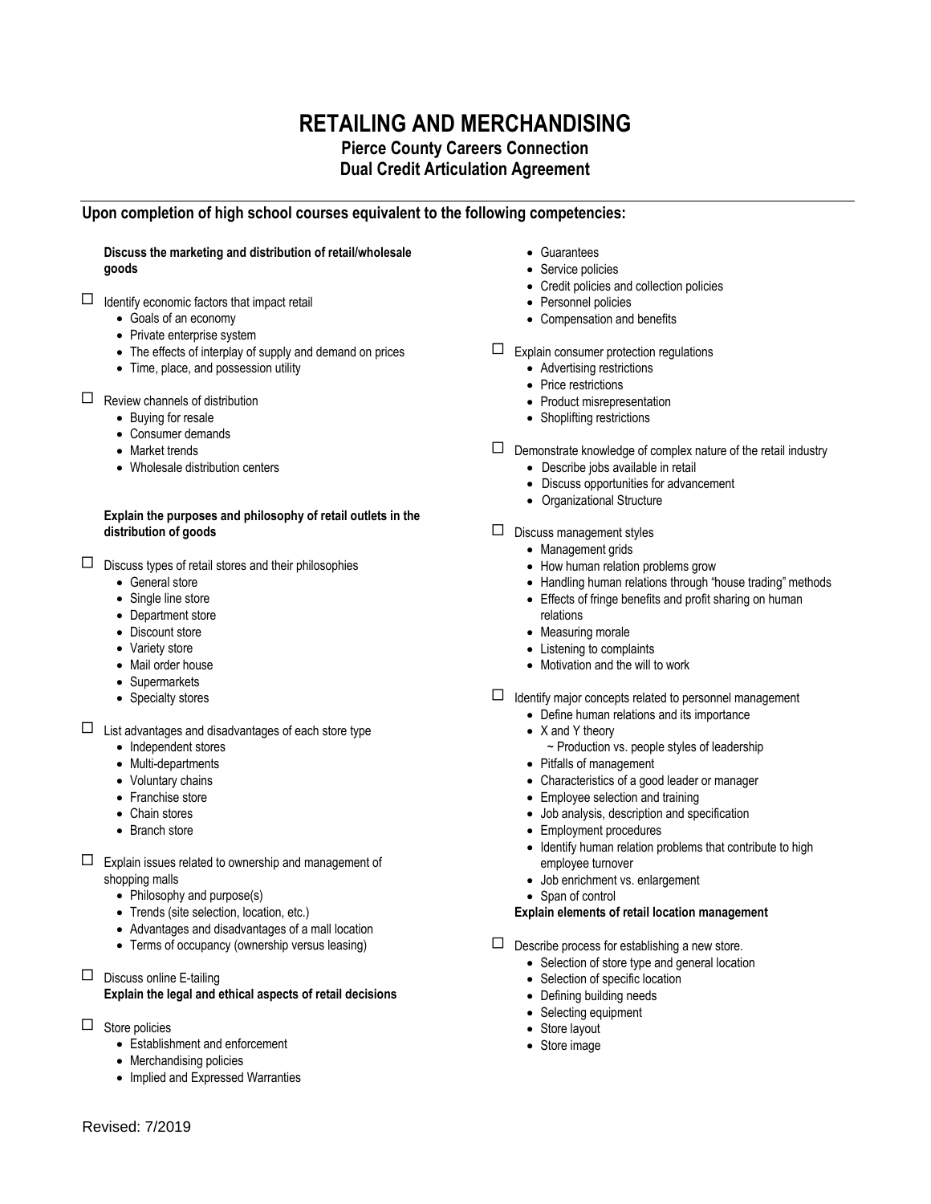# RETAILING AND MERCHANDISING

## Pierce County Careers Connection
## Dual Credit Articulation Agreement

---

### Upon completion of high school courses equivalent to the following competencies:

**Discuss the marketing and distribution of retail/wholesale goods**

- ☐ Identify economic factors that impact retail
  - Goals of an economy
  - Private enterprise system
  - The effects of interplay of supply and demand on prices
  - Time, place, and possession utility

- ☐ Review channels of distribution
  - Buying for resale
  - Consumer demands
  - Market trends
  - Wholesale distribution centers

**Explain the purposes and philosophy of retail outlets in the distribution of goods**

- ☐ Discuss types of retail stores and their philosophies
  - General store
  - Single line store
  - Department store
  - Discount store
  - Variety store
  - Mail order house
  - Supermarkets
  - Specialty stores

- ☐ List advantages and disadvantages of each store type
  - Independent stores
  - Multi-departments
  - Voluntary chains
  - Franchise store
  - Chain stores
  - Branch store

- ☐ Explain issues related to ownership and management of shopping malls
  - Philosophy and purpose(s)
  - Trends (site selection, location, etc.)
  - Advantages and disadvantages of a mall location
  - Terms of occupancy (ownership versus leasing)

- ☐ Discuss online E-tailing

**Explain the legal and ethical aspects of retail decisions**

- ☐ Store policies
  - Establishment and enforcement
  - Merchandising policies
  - Implied and Expressed Warranties
  - Guarantees
  - Service policies
  - Credit policies and collection policies
  - Personnel policies
  - Compensation and benefits

- ☐ Explain consumer protection regulations
  - Advertising restrictions
  - Price restrictions
  - Product misrepresentation
  - Shoplifting restrictions

- ☐ Demonstrate knowledge of complex nature of the retail industry
  - Describe jobs available in retail
  - Discuss opportunities for advancement
  - Organizational Structure

- ☐ Discuss management styles
  - Management grids
  - How human relation problems grow
  - Handling human relations through "house trading" methods
  - Effects of fringe benefits and profit sharing on human relations
  - Measuring morale
  - Listening to complaints
  - Motivation and the will to work

- ☐ Identify major concepts related to personnel management
  - Define human relations and its importance
  - X and Y theory
    - ~ Production vs. people styles of leadership
  - Pitfalls of management
  - Characteristics of a good leader or manager
  - Employee selection and training
  - Job analysis, description and specification
  - Employment procedures
  - Identify human relation problems that contribute to high employee turnover
  - Job enrichment vs. enlargement
  - Span of control

**Explain elements of retail location management**

- ☐ Describe process for establishing a new store.
  - Selection of store type and general location
  - Selection of specific location
  - Defining building needs
  - Selecting equipment
  - Store layout
  - Store image

Revised: 7/2019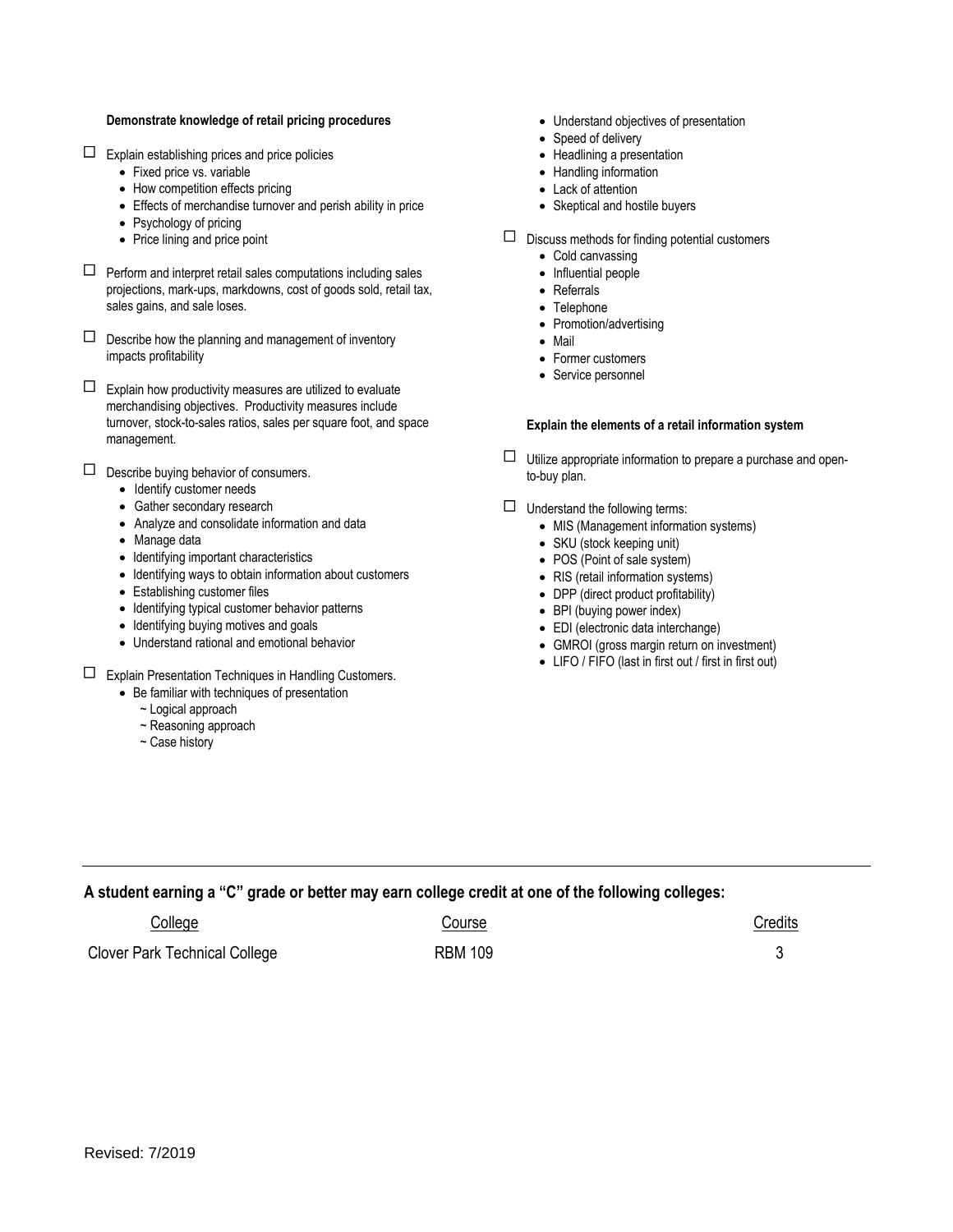**Demonstrate knowledge of retail pricing procedures**

- ☐ Explain establishing prices and price policies
  - Fixed price vs. variable
  - How competition effects pricing
  - Effects of merchandise turnover and perish ability in price
  - Psychology of pricing
  - Price lining and price point

- ☐ Perform and interpret retail sales computations including sales projections, mark-ups, markdowns, cost of goods sold, retail tax, sales gains, and sale loses.

- ☐ Describe how the planning and management of inventory impacts profitability

- ☐ Explain how productivity measures are utilized to evaluate merchandising objectives. Productivity measures include turnover, stock-to-sales ratios, sales per square foot, and space management.

- ☐ Describe buying behavior of consumers.
  - Identify customer needs
  - Gather secondary research
  - Analyze and consolidate information and data
  - Manage data
  - Identifying important characteristics
  - Identifying ways to obtain information about customers
  - Establishing customer files
  - Identifying typical customer behavior patterns
  - Identifying buying motives and goals
  - Understand rational and emotional behavior

- ☐ Explain Presentation Techniques in Handling Customers.
  - Be familiar with techniques of presentation
    - ~ Logical approach
    - ~ Reasoning approach
    - ~ Case history
  - Understand objectives of presentation
  - Speed of delivery
  - Headlining a presentation
  - Handling information
  - Lack of attention
  - Skeptical and hostile buyers

- ☐ Discuss methods for finding potential customers
  - Cold canvassing
  - Influential people
  - Referrals
  - Telephone
  - Promotion/advertising
  - Mail
  - Former customers
  - Service personnel

**Explain the elements of a retail information system**

- ☐ Utilize appropriate information to prepare a purchase and open-to-buy plan.

- ☐ Understand the following terms:
  - MIS (Management information systems)
  - SKU (stock keeping unit)
  - POS (Point of sale system)
  - RIS (retail information systems)
  - DPP (direct product profitability)
  - BPI (buying power index)
  - EDI (electronic data interchange)
  - GMROI (gross margin return on investment)
  - LIFO / FIFO (last in first out / first in first out)

---

**A student earning a "C" grade or better may earn college credit at one of the following colleges:**

| College | Course | Credits |
|---|---|---|
| Clover Park Technical College | RBM 109 | 3 |

Revised: 7/2019